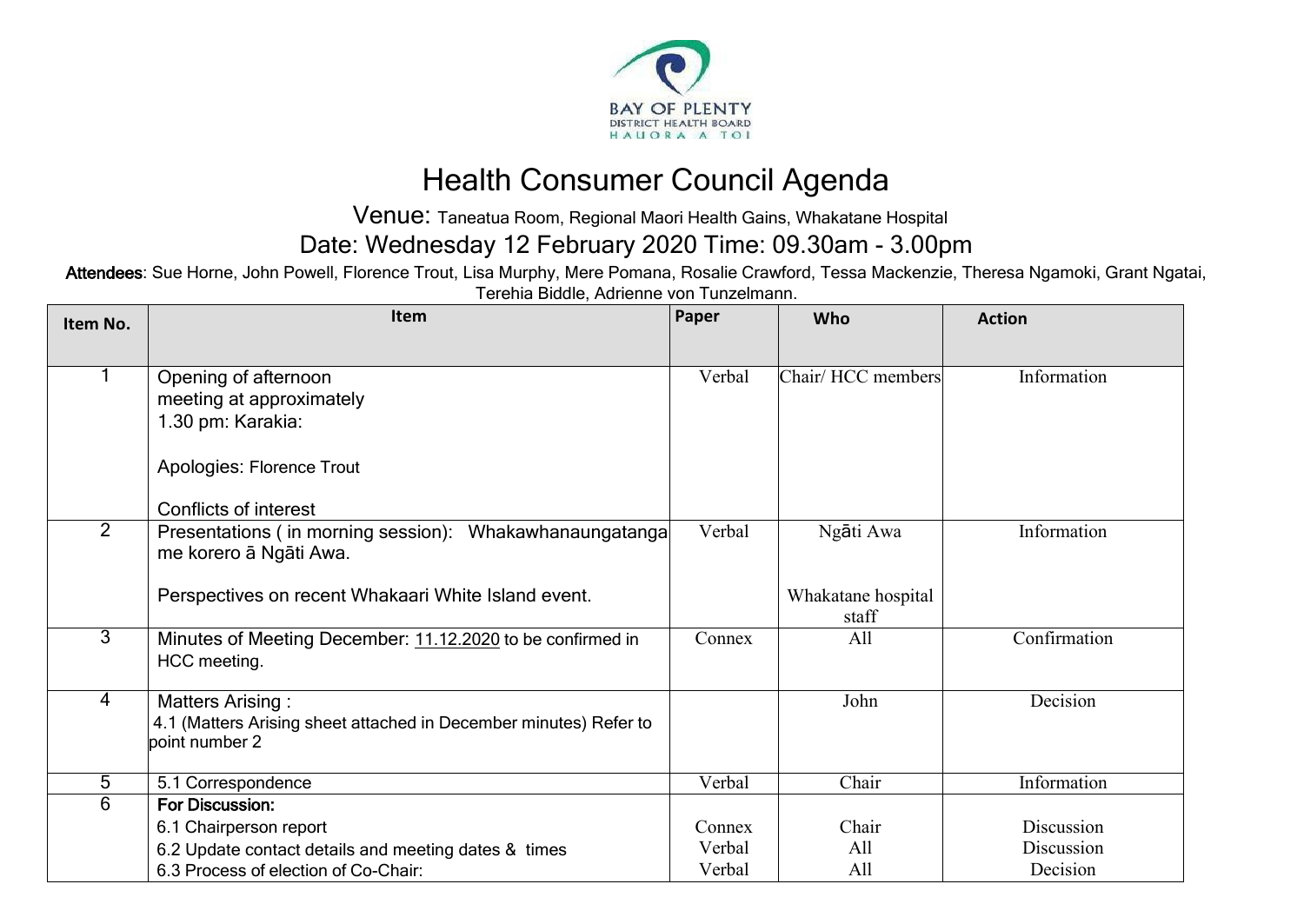BAY OF PLENTY
DISTRICT HEALTH BOARD
HAUORA A TOI

# Health Consumer Council Agenda

Venue: Taneatua Room, Regional Maori Health Gains, Whakatane Hospital

## Date: Wednesday 12 February 2020 Time: 09.30am - 3.00pm

**Attendees**: Sue Horne, John Powell, Florence Trout, Lisa Murphy, Mere Pomana, Rosalie Crawford, Tessa Mackenzie, Theresa Ngamoki, Grant Ngatai, Terehia Biddle, Adrienne von Tunzelmann.

| Item No. | Item | Paper | Who | Action |
|---|---|---|---|---|
| 1 | Opening of afternoon meeting at approximately 1.30 pm: Karakia:<br><br>Apologies: Florence Trout<br><br>Conflicts of interest | Verbal | Chair/ HCC members | Information |
| 2 | Presentations ( in morning session): Whakawhanaungatanga me korero ā Ngāti Awa.<br><br>Perspectives on recent Whakaari White Island event. | Verbal | Ngāti Awa<br><br>Whakatane hospital staff | Information |
| 3 | Minutes of Meeting December: 11.12.2020 to be confirmed in HCC meeting. | Connex | All | Confirmation |
| 4 | Matters Arising :<br>4.1 (Matters Arising sheet attached in December minutes) Refer to point number 2 | | John | Decision |
| 5 | 5.1 Correspondence | Verbal | Chair | Information |
| 6 | **For Discussion:**<br>6.1 Chairperson report<br>6.2 Update contact details and meeting dates & times<br>6.3 Process of election of Co-Chair: | <br>Connex<br>Verbal<br>Verbal | <br>Chair<br>All<br>All | <br>Discussion<br>Discussion<br>Decision |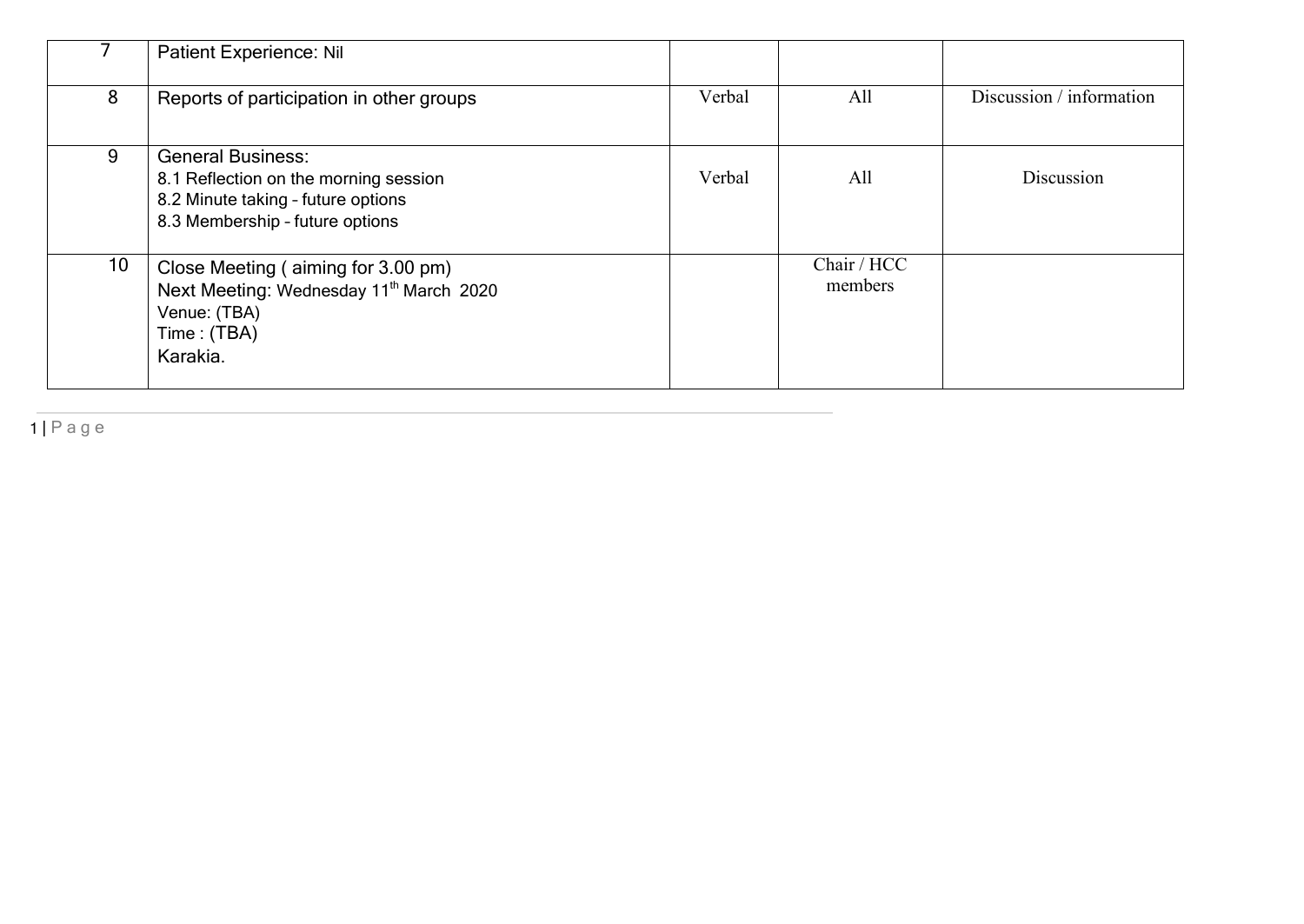| 7 | Patient Experience: Nil | | | |
|---|---|---|---|---|
| 8 | Reports of participation in other groups | Verbal | All | Discussion / information |
| 9 | General Business:<br>8.1 Reflection on the morning session<br>8.2 Minute taking – future options<br>8.3 Membership – future options | Verbal | All | Discussion |
| 10 | Close Meeting ( aiming for 3.00 pm)<br>Next Meeting: Wednesday 11th March 2020<br>Venue: (TBA)<br>Time : (TBA)<br>Karakia. | | Chair / HCC members | |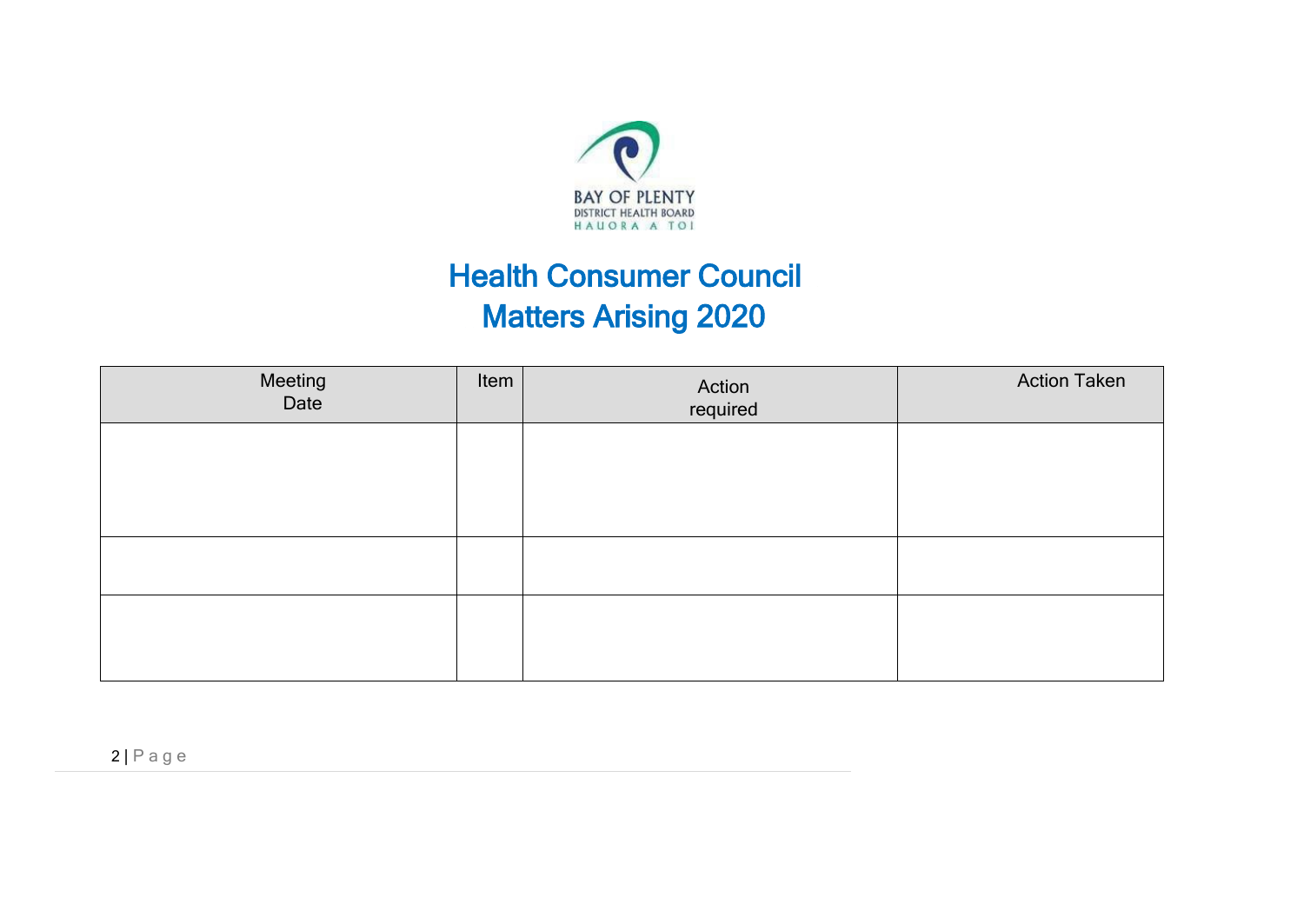BAY OF PLENTY
DISTRICT HEALTH BOARD
HAUORA A TOI

# Health Consumer Council
# Matters Arising 2020

| Meeting Date | Item | Action required | Action Taken |
|---|---|---|---|
| | | | |
| | | | |
| | | | |